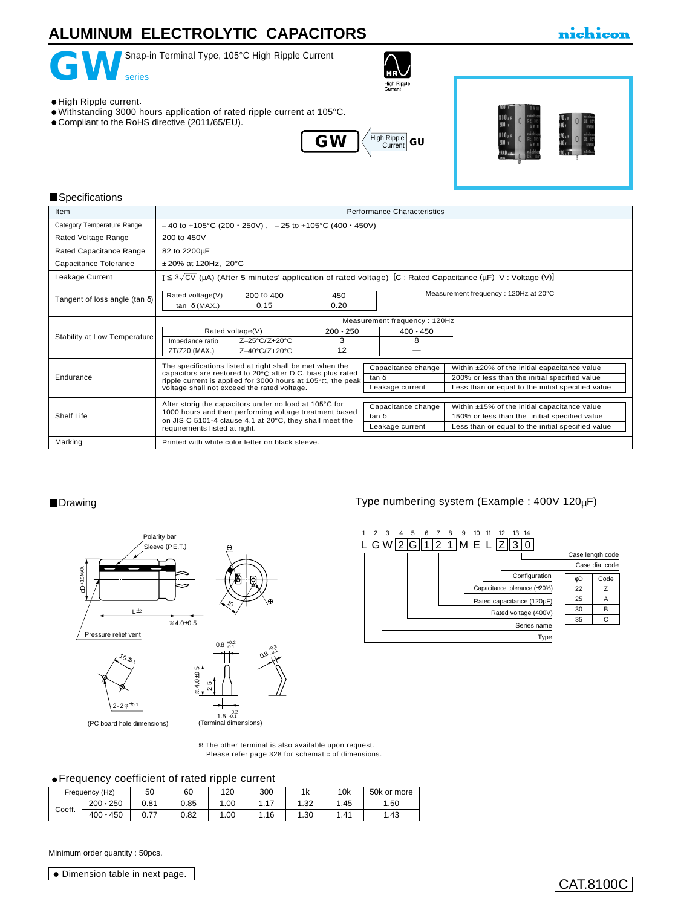# ALUMINUM ELECTROLYTIC CAPACITORS

nichicon

# GW series

Snap-in Terminal Type, 105°C High Ripple Current

- High Ripple current.
- Withstanding 3000 hours application of rated ripple current at 105°C.
- Compliant to the RoHS directive (2011/65/EU).

HR High Ripple Current

GW → High Ripple Current → GU

## Specifications

| Item | Performance Characteristics |
|---|---|
| Category Temperature Range | – 40 to +105°C (200・250V) , – 25 to +105°C (400・450V) |
| Rated Voltage Range | 200 to 450V |
| Rated Capacitance Range | 82 to 2200µF |
| Capacitance Tolerance | ±20% at 120Hz, 20°C |
| Leakage Current | I ≦ $3\sqrt{CV}$ (µA) (After 5 minutes' application of rated voltage) [C : Rated Capacitance (µF) V : Voltage (V)] |
| Tangent of loss angle (tan δ) | Rated voltage(V): 200 to 400 / 450; tan δ (MAX.): 0.15 / 0.20. Measurement frequency : 120Hz at 20°C |
| Stability at Low Temperature | Measurement frequency : 120Hz. Rated voltage(V): 200・250 / 400・450; Impedance ratio ZT/Z20 (MAX.) Z–25°C/Z+20°C: 3 / 8; Z–40°C/Z+20°C: 12 / — |
| Endurance | The specifications listed at right shall be met when the capacitors are restored to 20°C after D.C. bias plus rated ripple current is applied for 3000 hours at 105°C, the peak voltage shall not exceed the rated voltage. Capacitance change: Within ±20% of the initial capacitance value; tan δ: 200% or less than the initial specified value; Leakage current: Less than or equal to the initial specified value |
| Shelf Life | After storig the capacitors under no load at 105°C for 1000 hours and then performing voltage treatment based on JIS C 5101-4 clause 4.1 at 20°C, they shall meet the requirements listed at right. Capacitance change: Within ±15% of the initial capacitance value; tan δ: 150% or less than the initial specified value; Leakage current: Less than or equal to the initial specified value |
| Marking | Printed with white color letter on black sleeve. |

## Drawing

Polarity bar, Sleeve (P.E.T.), φD +1 MAX, L ±2, ※4.0±0.5, Pressure relief vent, 10 ±0.1, 2-2φ ±0.1, 0.8 +0.2/-0.1, ※4.0±0.5, 2.5, 1.5 +0.2/-0.1

(PC board hole dimensions)    (Terminal dimensions)

※The other terminal is also available upon request.
Please refer page 328 for schematic of dimensions.

## Type numbering system (Example : 400V 120µF)

| 1 | 2 | 3 | 4 | 5 | 6 | 7 | 8 | 9 | 10 | 11 | 12 | 13 | 14 |
|---|---|---|---|---|---|---|---|---|---|---|---|---|---|
| L | G | W | 2 | G | 1 | 2 | 1 | M | E | L | Z | 3 | 0 |

- 1: Type
- 2–3: Series name
- 4–5: Rated voltage (400V)
- 6–8: Rated capacitance (120µF)
- 9: Capacitance tolerance (±20%)
- 10–11: Configuration
- 12: Case dia. code
- 13–14: Case length code

| φD | Code |
|---|---|
| 22 | Z |
| 25 | A |
| 30 | B |
| 35 | C |

## Frequency coefficient of rated ripple current

| Frequency (Hz) | | 50 | 60 | 120 | 300 | 1k | 10k | 50k or more |
|---|---|---|---|---|---|---|---|---|
| Coeff. | 200・250 | 0.81 | 0.85 | 1.00 | 1.17 | 1.32 | 1.45 | 1.50 |
| | 400・450 | 0.77 | 0.82 | 1.00 | 1.16 | 1.30 | 1.41 | 1.43 |

Minimum order quantity : 50pcs.

- Dimension table in next page.

CAT.8100C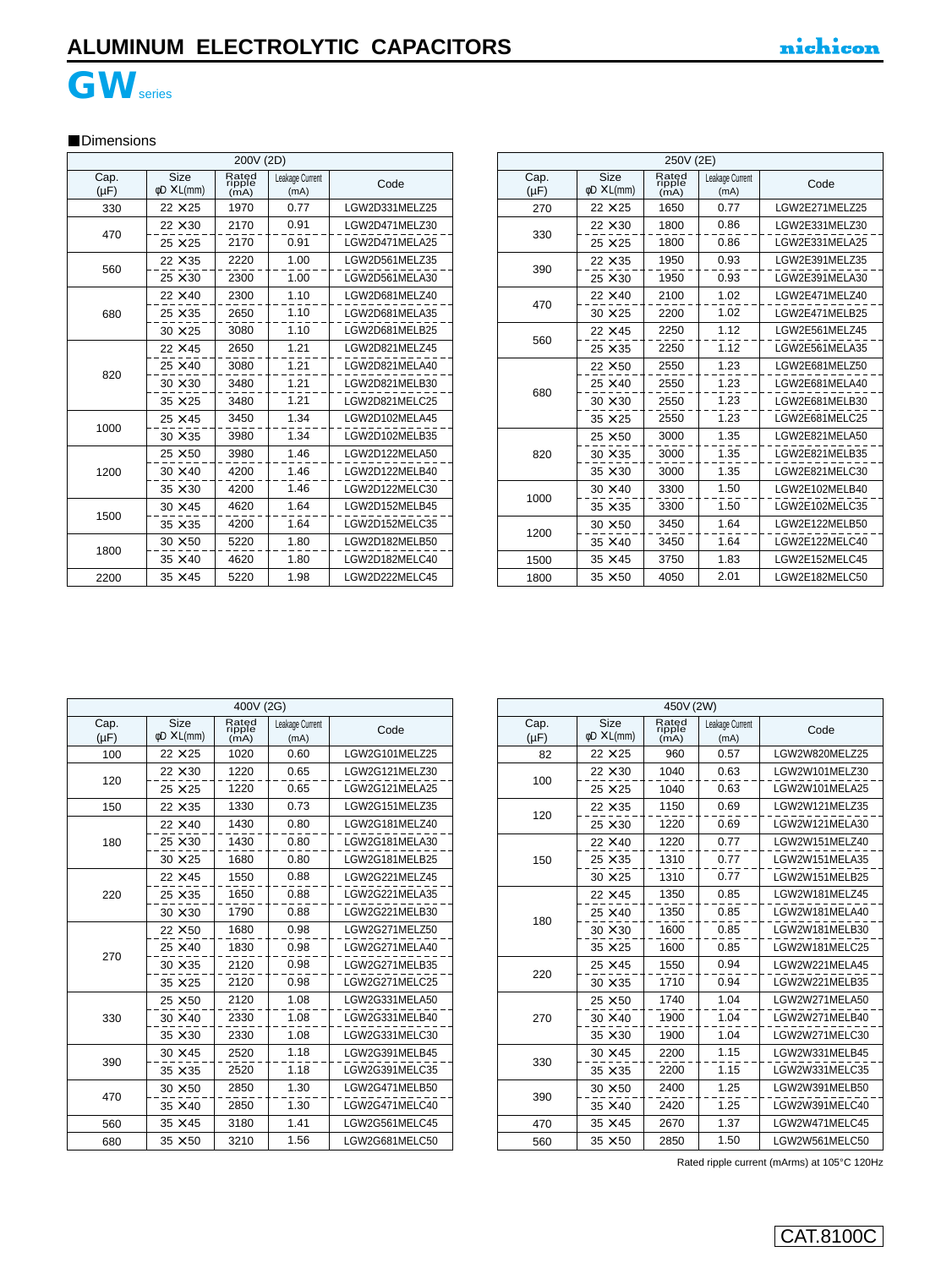# ALUMINUM ELECTROLYTIC CAPACITORS

## GW series

■Dimensions

| 200V (2D) | | | | |
|---|---|---|---|---|
| Cap. (µF) | Size φD ×L(mm) | Rated ripple (mA) | Leakage Current (mA) | Code |
| 330 | 22 ×25 | 1970 | 0.77 | LGW2D331MELZ25 |
| 470 | 22 ×30 | 2170 | 0.91 | LGW2D471MELZ30 |
| | 25 ×25 | 2170 | 0.91 | LGW2D471MELA25 |
| 560 | 22 ×35 | 2220 | 1.00 | LGW2D561MELZ35 |
| | 25 ×30 | 2300 | 1.00 | LGW2D561MELA30 |
| 680 | 22 ×40 | 2300 | 1.10 | LGW2D681MELZ40 |
| | 25 ×35 | 2650 | 1.10 | LGW2D681MELA35 |
| | 30 ×25 | 3080 | 1.10 | LGW2D681MELB25 |
| 820 | 22 ×45 | 2650 | 1.21 | LGW2D821MELZ45 |
| | 25 ×40 | 3080 | 1.21 | LGW2D821MELA40 |
| | 30 ×30 | 3480 | 1.21 | LGW2D821MELB30 |
| | 35 ×25 | 3480 | 1.21 | LGW2D821MELC25 |
| 1000 | 25 ×45 | 3450 | 1.34 | LGW2D102MELA45 |
| | 30 ×35 | 3980 | 1.34 | LGW2D102MELB35 |
| 1200 | 25 ×50 | 3980 | 1.46 | LGW2D122MELA50 |
| | 30 ×40 | 4200 | 1.46 | LGW2D122MELB40 |
| | 35 ×30 | 4200 | 1.46 | LGW2D122MELC30 |
| 1500 | 30 ×45 | 4620 | 1.64 | LGW2D152MELB45 |
| | 35 ×35 | 4200 | 1.64 | LGW2D152MELC35 |
| 1800 | 30 ×50 | 5220 | 1.80 | LGW2D182MELB50 |
| | 35 ×40 | 4620 | 1.80 | LGW2D182MELC40 |
| 2200 | 35 ×45 | 5220 | 1.98 | LGW2D222MELC45 |

| 250V (2E) | | | | |
|---|---|---|---|---|
| Cap. (µF) | Size φD ×L(mm) | Rated ripple (mA) | Leakage Current (mA) | Code |
| 270 | 22 ×25 | 1650 | 0.77 | LGW2E271MELZ25 |
| 330 | 22 ×30 | 1800 | 0.86 | LGW2E331MELZ30 |
| | 25 ×25 | 1800 | 0.86 | LGW2E331MELA25 |
| 390 | 22 ×35 | 1950 | 0.93 | LGW2E391MELZ35 |
| | 25 ×30 | 1950 | 0.93 | LGW2E391MELA30 |
| 470 | 22 ×40 | 2100 | 1.02 | LGW2E471MELZ40 |
| | 30 ×25 | 2200 | 1.02 | LGW2E471MELB25 |
| 560 | 22 ×45 | 2250 | 1.12 | LGW2E561MELZ45 |
| | 25 ×35 | 2250 | 1.12 | LGW2E561MELA35 |
| 680 | 22 ×50 | 2550 | 1.23 | LGW2E681MELZ50 |
| | 25 ×40 | 2550 | 1.23 | LGW2E681MELA40 |
| | 30 ×30 | 2550 | 1.23 | LGW2E681MELB30 |
| | 35 ×25 | 2550 | 1.23 | LGW2E681MELC25 |
| 820 | 25 ×50 | 3000 | 1.35 | LGW2E821MELA50 |
| | 30 ×35 | 3000 | 1.35 | LGW2E821MELB35 |
| | 35 ×30 | 3000 | 1.35 | LGW2E821MELC30 |
| 1000 | 30 ×40 | 3300 | 1.50 | LGW2E102MELB40 |
| | 35 ×35 | 3300 | 1.50 | LGW2E102MELC35 |
| 1200 | 30 ×50 | 3450 | 1.64 | LGW2E122MELB50 |
| | 35 ×40 | 3450 | 1.64 | LGW2E122MELC40 |
| 1500 | 35 ×45 | 3750 | 1.83 | LGW2E152MELC45 |
| 1800 | 35 ×50 | 4050 | 2.01 | LGW2E182MELC50 |

| 400V (2G) | | | | |
|---|---|---|---|---|
| Cap. (µF) | Size φD ×L(mm) | Rated ripple (mA) | Leakage Current (mA) | Code |
| 100 | 22 ×25 | 1020 | 0.60 | LGW2G101MELZ25 |
| 120 | 22 ×30 | 1220 | 0.65 | LGW2G121MELZ30 |
| | 25 ×25 | 1220 | 0.65 | LGW2G121MELA25 |
| 150 | 22 ×35 | 1330 | 0.73 | LGW2G151MELZ35 |
| 180 | 22 ×40 | 1430 | 0.80 | LGW2G181MELZ40 |
| | 25 ×30 | 1430 | 0.80 | LGW2G181MELA30 |
| | 30 ×25 | 1680 | 0.80 | LGW2G181MELB25 |
| 220 | 22 ×45 | 1550 | 0.88 | LGW2G221MELZ45 |
| | 25 ×35 | 1650 | 0.88 | LGW2G221MELA35 |
| | 30 ×30 | 1790 | 0.88 | LGW2G221MELB30 |
| 270 | 22 ×50 | 1680 | 0.98 | LGW2G271MELZ50 |
| | 25 ×40 | 1830 | 0.98 | LGW2G271MELA40 |
| | 30 ×35 | 2120 | 0.98 | LGW2G271MELB35 |
| | 35 ×25 | 2120 | 0.98 | LGW2G271MELC25 |
| 330 | 25 ×50 | 2120 | 1.08 | LGW2G331MELA50 |
| | 30 ×40 | 2330 | 1.08 | LGW2G331MELB40 |
| | 35 ×30 | 2330 | 1.08 | LGW2G331MELC30 |
| 390 | 30 ×45 | 2520 | 1.18 | LGW2G391MELB45 |
| | 35 ×35 | 2520 | 1.18 | LGW2G391MELC35 |
| 470 | 30 ×50 | 2850 | 1.30 | LGW2G471MELB50 |
| | 35 ×40 | 2850 | 1.30 | LGW2G471MELC40 |
| 560 | 35 ×45 | 3180 | 1.41 | LGW2G561MELC45 |
| 680 | 35 ×50 | 3210 | 1.56 | LGW2G681MELC50 |

| 450V (2W) | | | | |
|---|---|---|---|---|
| Cap. (µF) | Size φD ×L(mm) | Rated ripple (mA) | Leakage Current (mA) | Code |
| 82 | 22 ×25 | 960 | 0.57 | LGW2W820MELZ25 |
| 100 | 22 ×30 | 1040 | 0.63 | LGW2W101MELZ30 |
| | 25 ×25 | 1040 | 0.63 | LGW2W101MELA25 |
| 120 | 22 ×35 | 1150 | 0.69 | LGW2W121MELZ35 |
| | 25 ×30 | 1220 | 0.69 | LGW2W121MELA30 |
| 150 | 22 ×40 | 1220 | 0.77 | LGW2W151MELZ40 |
| | 25 ×35 | 1310 | 0.77 | LGW2W151MELA35 |
| | 30 ×25 | 1310 | 0.77 | LGW2W151MELB25 |
| 180 | 22 ×45 | 1350 | 0.85 | LGW2W181MELZ45 |
| | 25 ×40 | 1350 | 0.85 | LGW2W181MELA40 |
| | 30 ×30 | 1600 | 0.85 | LGW2W181MELB30 |
| | 35 ×25 | 1600 | 0.85 | LGW2W181MELC25 |
| 220 | 25 ×45 | 1550 | 0.94 | LGW2W221MELA45 |
| | 30 ×35 | 1710 | 0.94 | LGW2W221MELB35 |
| 270 | 25 ×50 | 1740 | 1.04 | LGW2W271MELA50 |
| | 30 ×40 | 1900 | 1.04 | LGW2W271MELB40 |
| | 35 ×30 | 1900 | 1.04 | LGW2W271MELC30 |
| 330 | 30 ×45 | 2200 | 1.15 | LGW2W331MELB45 |
| | 35 ×35 | 2200 | 1.15 | LGW2W331MELC35 |
| 390 | 30 ×50 | 2400 | 1.25 | LGW2W391MELB50 |
| | 35 ×40 | 2420 | 1.25 | LGW2W391MELC40 |
| 470 | 35 ×45 | 2670 | 1.37 | LGW2W471MELC45 |
| 560 | 35 ×50 | 2850 | 1.50 | LGW2W561MELC50 |

Rated ripple current (mArms) at 105°C 120Hz